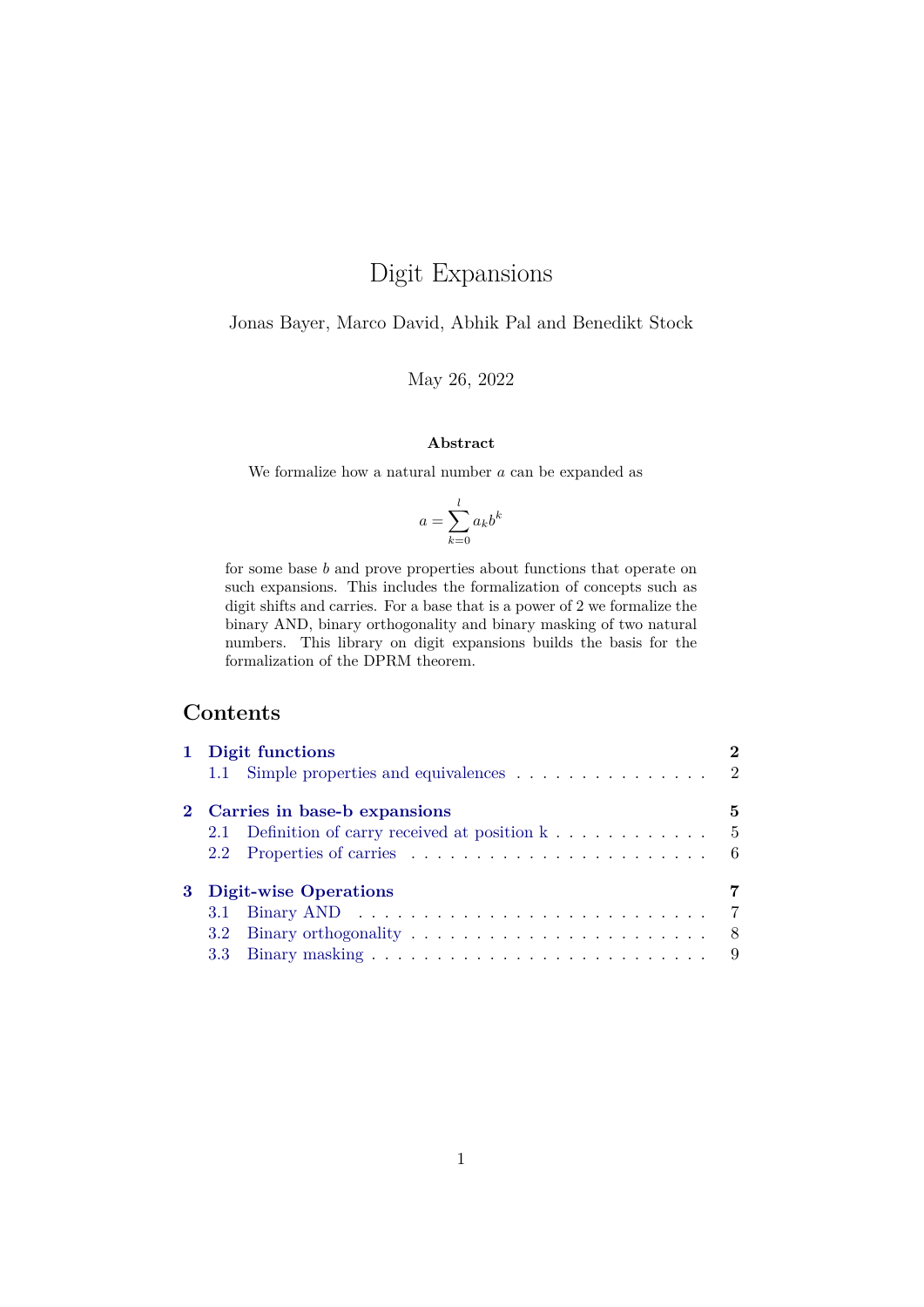# Digit Expansions

Jonas Bayer, Marco David, Abhik Pal and Benedikt Stock

May 26, 2022

**Abstract**

We formalize how a natural number $a$ can be expanded as

$$a = \sum_{k=0}^{l} a_k b^k$$

for some base $b$ and prove properties about functions that operate on such expansions. This includes the formalization of concepts such as digit shifts and carries. For a base that is a power of 2 we formalize the binary AND, binary orthogonality and binary masking of two natural numbers. This library on digit expansions builds the basis for the formalization of the DPRM theorem.

## Contents

- **1 Digit functions** — 2
  - 1.1 Simple properties and equivalences — 2
- **2 Carries in base-b expansions** — 5
  - 2.1 Definition of carry received at position k — 5
  - 2.2 Properties of carries — 6
- **3 Digit-wise Operations** — 7
  - 3.1 Binary AND — 7
  - 3.2 Binary orthogonality — 8
  - 3.3 Binary masking — 9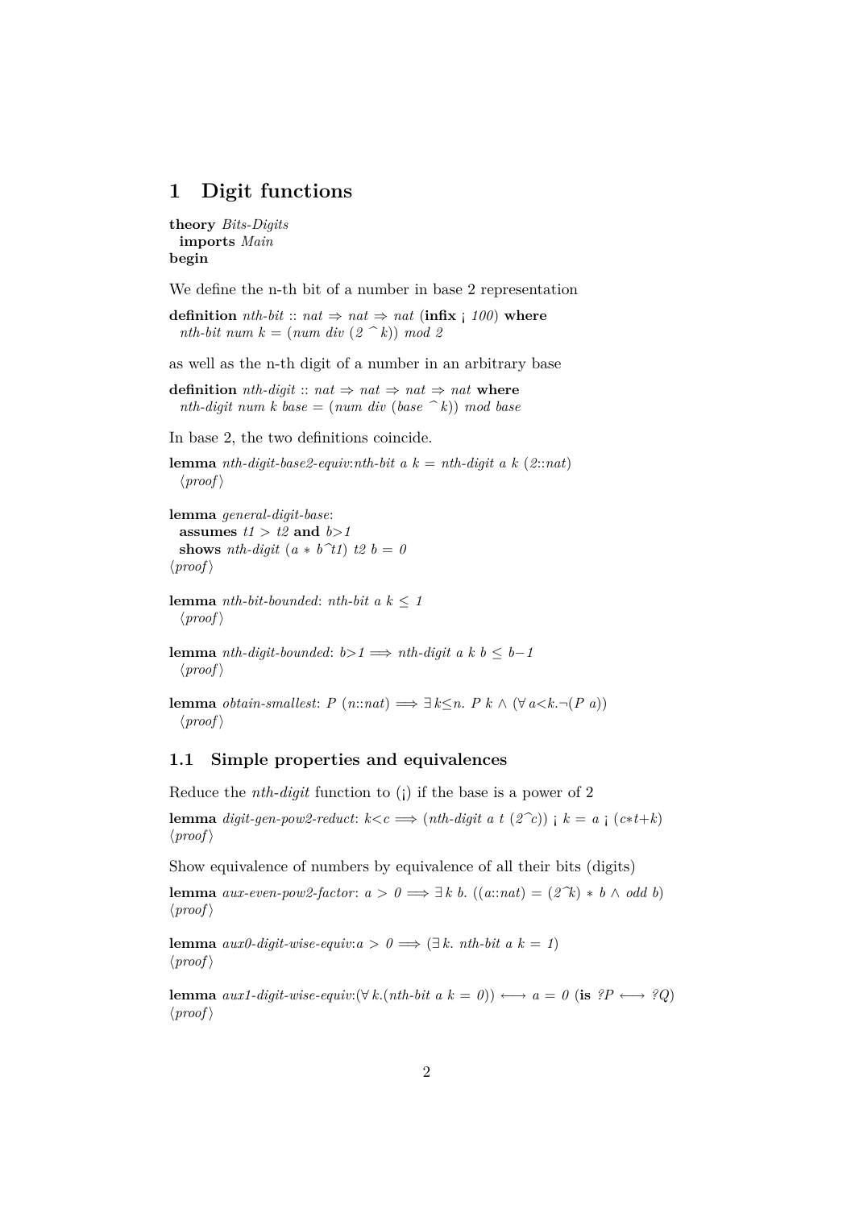# 1 Digit functions

**theory** *Bits-Digits*
  **imports** *Main*
**begin**

We define the n-th bit of a number in base 2 representation

**definition** *nth-bit* :: *nat* ⇒ *nat* ⇒ *nat* (**infix** ¡ *100*) **where**
  *nth-bit num k* = (*num div* (*2* ^ *k*)) *mod 2*

as well as the n-th digit of a number in an arbitrary base

**definition** *nth-digit* :: *nat* ⇒ *nat* ⇒ *nat* ⇒ *nat* **where**
  *nth-digit num k base* = (*num div* (*base* ^ *k*)) *mod base*

In base 2, the two definitions coincide.

**lemma** *nth-digit-base2-equiv*:*nth-bit a k* = *nth-digit a k* (*2*::*nat*)
  ⟨*proof*⟩

**lemma** *general-digit-base*:
  **assumes** *t1* > *t2* **and** *b*>*1*
  **shows** *nth-digit* (*a* ∗ *b*^*t1*) *t2 b* = *0*
⟨*proof*⟩

**lemma** *nth-bit-bounded*: *nth-bit a k* ≤ *1*
  ⟨*proof*⟩

**lemma** *nth-digit-bounded*: *b*>*1* ⟹ *nth-digit a k b* ≤ *b*−*1*
  ⟨*proof*⟩

**lemma** *obtain-smallest*: *P* (*n*::*nat*) ⟹ ∃ *k*≤*n*. *P k* ∧ (∀ *a*<*k*.¬(*P a*))
  ⟨*proof*⟩

## 1.1 Simple properties and equivalences

Reduce the *nth-digit* function to (¡) if the base is a power of 2

**lemma** *digit-gen-pow2-reduct*: *k*<*c* ⟹ (*nth-digit a t* (*2*^*c*)) ¡ *k* = *a* ¡ (*c*∗*t*+*k*)
⟨*proof*⟩

Show equivalence of numbers by equivalence of all their bits (digits)

**lemma** *aux-even-pow2-factor*: *a* > *0* ⟹ ∃ *k b*. ((*a*::*nat*) = (*2*^*k*) ∗ *b* ∧ *odd b*)
⟨*proof*⟩

**lemma** *aux0-digit-wise-equiv*:*a* > *0* ⟹ (∃ *k*. *nth-bit a k* = *1*)
⟨*proof*⟩

**lemma** *aux1-digit-wise-equiv*:(∀ *k*.(*nth-bit a k* = *0*)) ⟷ *a* = *0* (**is** *?P* ⟷ *?Q*)
⟨*proof*⟩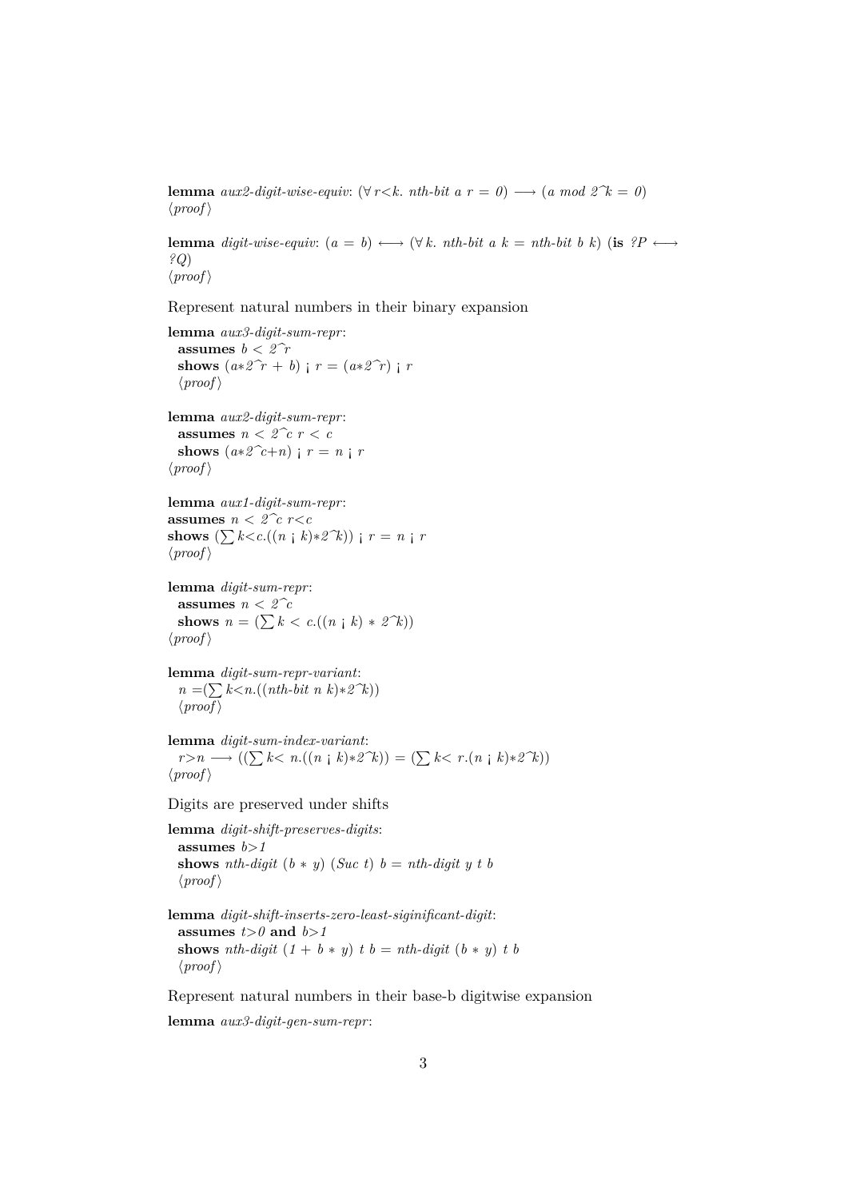**lemma** *aux2-digit-wise-equiv*: $(\forall r<k.\ nth\text{-}bit\ a\ r = 0) \longrightarrow (a\ mod\ 2\hat{}k = 0)$
⟨*proof*⟩

**lemma** *digit-wise-equiv*: $(a = b) \longleftrightarrow (\forall k.\ nth\text{-}bit\ a\ k = nth\text{-}bit\ b\ k)$ (**is** $?P \longleftrightarrow ?Q$)
⟨*proof*⟩

Represent natural numbers in their binary expansion

**lemma** *aux3-digit-sum-repr*:
**assumes** $b < 2\hat{}r$
**shows** $(a*2\hat{}r + b) \downarrow r = (a*2\hat{}r) \downarrow r$
⟨*proof*⟩

**lemma** *aux2-digit-sum-repr*:
**assumes** $n < 2\hat{}c\ r < c$
**shows** $(a*2\hat{}c+n) \downarrow r = n \downarrow r$
⟨*proof*⟩

**lemma** *aux1-digit-sum-repr*:
**assumes** $n < 2\hat{}c\ r<c$
**shows** $(\sum k<c.((n \downarrow k)*2\hat{}k)) \downarrow r = n \downarrow r$
⟨*proof*⟩

**lemma** *digit-sum-repr*:
**assumes** $n < 2\hat{}c$
**shows** $n = (\sum k < c.((n \downarrow k) * 2\hat{}k))$
⟨*proof*⟩

**lemma** *digit-sum-repr-variant*:
$n =(\sum k<n.((nth\text{-}bit\ n\ k)*2\hat{}k))$
⟨*proof*⟩

**lemma** *digit-sum-index-variant*:
$r>n \longrightarrow ((\sum k< n.((n \downarrow k)*2\hat{}k)) = (\sum k< r.(n \downarrow k)*2\hat{}k))$
⟨*proof*⟩

Digits are preserved under shifts

**lemma** *digit-shift-preserves-digits*:
**assumes** $b>1$
**shows** $nth\text{-}digit\ (b * y)\ (Suc\ t)\ b = nth\text{-}digit\ y\ t\ b$
⟨*proof*⟩

**lemma** *digit-shift-inserts-zero-least-siginificant-digit*:
**assumes** $t>0$ **and** $b>1$
**shows** $nth\text{-}digit\ (1 + b * y)\ t\ b = nth\text{-}digit\ (b * y)\ t\ b$
⟨*proof*⟩

Represent natural numbers in their base-b digitwise expansion

**lemma** *aux3-digit-gen-sum-repr*: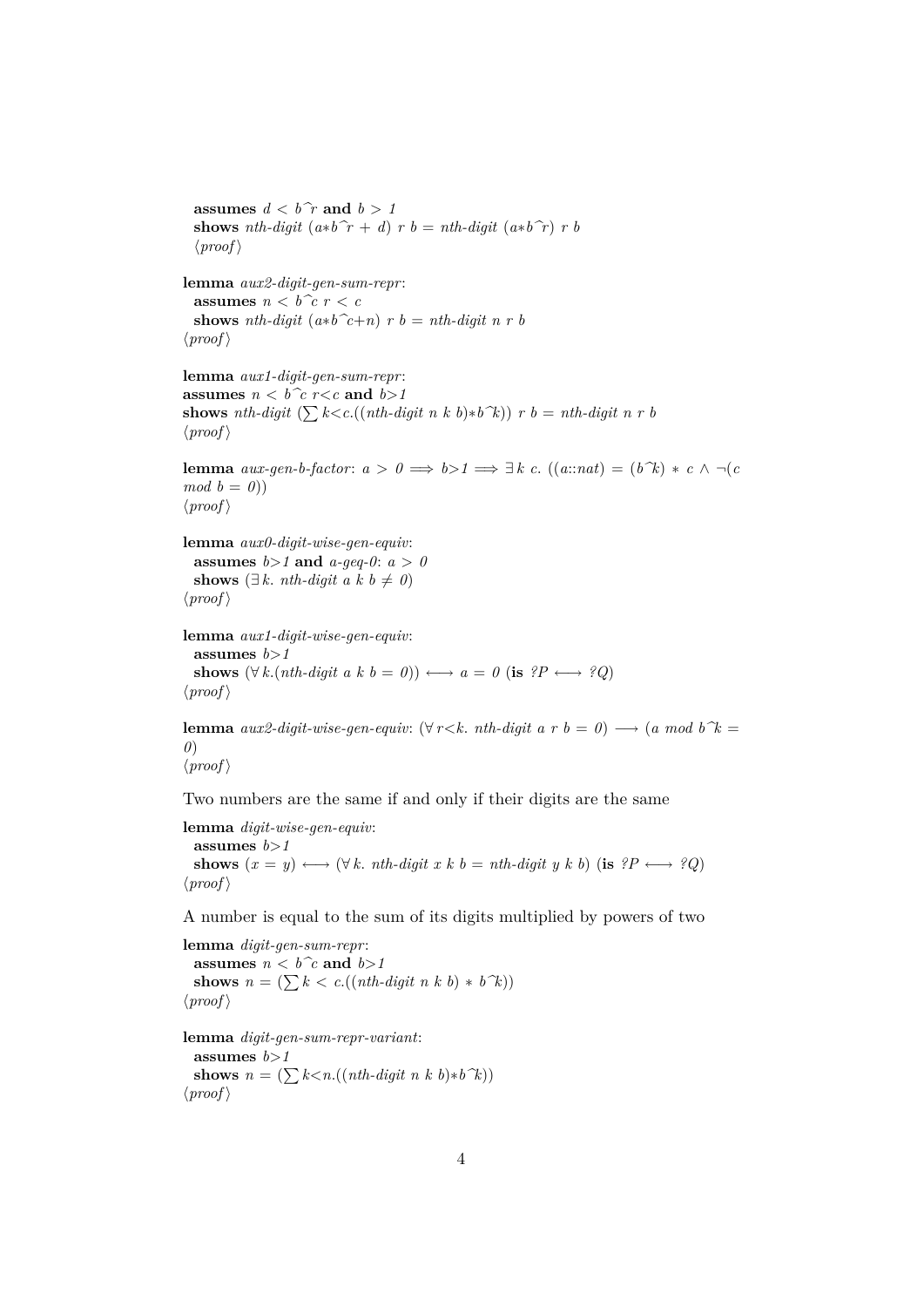**assumes** $d < b^r$ **and** $b > 1$
**shows** *nth-digit* $(a*b^r + d)$ $r$ $b$ = *nth-digit* $(a*b^r)$ $r$ $b$
⟨*proof*⟩

**lemma** *aux2-digit-gen-sum-repr*:
**assumes** $n < b^c$ $r < c$
**shows** *nth-digit* $(a*b^c+n)$ $r$ $b$ = *nth-digit* $n$ $r$ $b$
⟨*proof*⟩

**lemma** *aux1-digit-gen-sum-repr*:
**assumes** $n < b^c$ $r<c$ **and** $b>1$
**shows** *nth-digit* $(\sum k<c.((nth\text{-}digit\ n\ k\ b)*b^k))$ $r$ $b$ = *nth-digit* $n$ $r$ $b$
⟨*proof*⟩

**lemma** *aux-gen-b-factor*: $a > 0 \Longrightarrow b>1 \Longrightarrow \exists\, k\ c.\ ((a::nat) = (b^k) * c \wedge \neg(c\ mod\ b = 0))$
⟨*proof*⟩

**lemma** *aux0-digit-wise-gen-equiv*:
**assumes** $b>1$ **and** *a-geq-0*: $a > 0$
**shows** $(\exists\, k.$ *nth-digit* $a\ k\ b \neq 0)$
⟨*proof*⟩

**lemma** *aux1-digit-wise-gen-equiv*:
**assumes** $b>1$
**shows** $(\forall\, k.($*nth-digit* $a\ k\ b = 0)) \longleftrightarrow a = 0$ (**is** $?P \longleftrightarrow ?Q$)
⟨*proof*⟩

**lemma** *aux2-digit-wise-gen-equiv*: $(\forall\, r<k.$ *nth-digit* $a\ r\ b = 0) \longrightarrow (a\ mod\ b^k = 0)$
⟨*proof*⟩

Two numbers are the same if and only if their digits are the same

**lemma** *digit-wise-gen-equiv*:
**assumes** $b>1$
**shows** $(x = y) \longleftrightarrow (\forall\, k.$ *nth-digit* $x\ k\ b$ = *nth-digit* $y\ k\ b)$ (**is** $?P \longleftrightarrow ?Q$)
⟨*proof*⟩

A number is equal to the sum of its digits multiplied by powers of two

**lemma** *digit-gen-sum-repr*:
**assumes** $n < b^c$ **and** $b>1$
**shows** $n = (\sum k < c.((nth\text{-}digit\ n\ k\ b) * b^k))$
⟨*proof*⟩

**lemma** *digit-gen-sum-repr-variant*:
**assumes** $b>1$
**shows** $n = (\sum k<n.((nth\text{-}digit\ n\ k\ b)*b^k))$
⟨*proof*⟩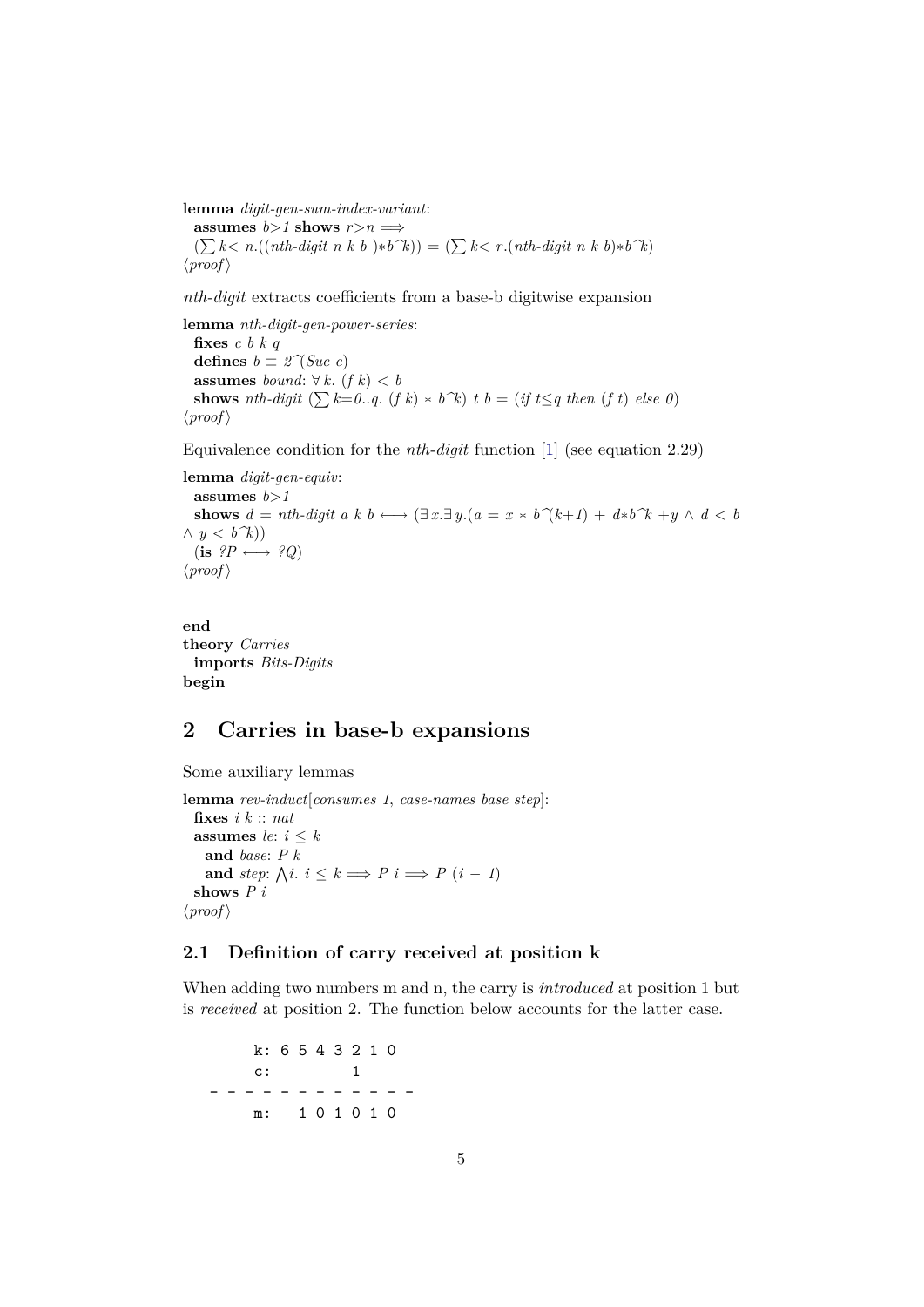**lemma** *digit-gen-sum-index-variant*:
  **assumes** $b>1$ **shows** $r>n \Longrightarrow$
  $(\sum k< n.((nth\text{-}digit\ n\ k\ b\ ) * b\hat{\ }k)) = (\sum k< r.(nth\text{-}digit\ n\ k\ b) * b\hat{\ }k)$
⟨*proof*⟩

*nth-digit* extracts coefficients from a base-b digitwise expansion

**lemma** *nth-digit-gen-power-series*:
  **fixes** *c b k q*
  **defines** $b \equiv 2\hat{\ }(Suc\ c)$
  **assumes** *bound*: $\forall k.\ (f\ k) < b$
  **shows** $nth\text{-}digit\ (\sum k{=}0..q.\ (f\ k) * b\hat{\ }k)\ t\ b = (if\ t{\le}q\ then\ (f\ t)\ else\ 0)$
⟨*proof*⟩

Equivalence condition for the *nth-digit* function [1] (see equation 2.29)

**lemma** *digit-gen-equiv*:
  **assumes** $b>1$
  **shows** $d = nth\text{-}digit\ a\ k\ b \longleftrightarrow (\exists x.\exists y.(a = x * b\hat{\ }(k+1) + d*b\hat{\ }k + y \wedge d < b \wedge y < b\hat{\ }k))$
  (**is** $?P \longleftrightarrow ?Q$)
⟨*proof*⟩

**end**
**theory** *Carries*
  **imports** *Bits-Digits*
**begin**

## 2 Carries in base-b expansions

Some auxiliary lemmas

**lemma** *rev-induct*[*consumes 1, case-names base step*]:
  **fixes** *i k* :: *nat*
  **assumes** *le*: $i \le k$
    **and** *base*: *P k*
    **and** *step*: $\bigwedge i.\ i \le k \Longrightarrow P\ i \Longrightarrow P\ (i - 1)$
  **shows** *P i*
⟨*proof*⟩

### 2.1 Definition of carry received at position k

When adding two numbers m and n, the carry is *introduced* at position 1 but is *received* at position 2. The function below accounts for the latter case.

```
    k: 6 5 4 3 2 1 0
    c:         1
- - - - - - - - - - - -
    m:   1 0 1 0 1 0
```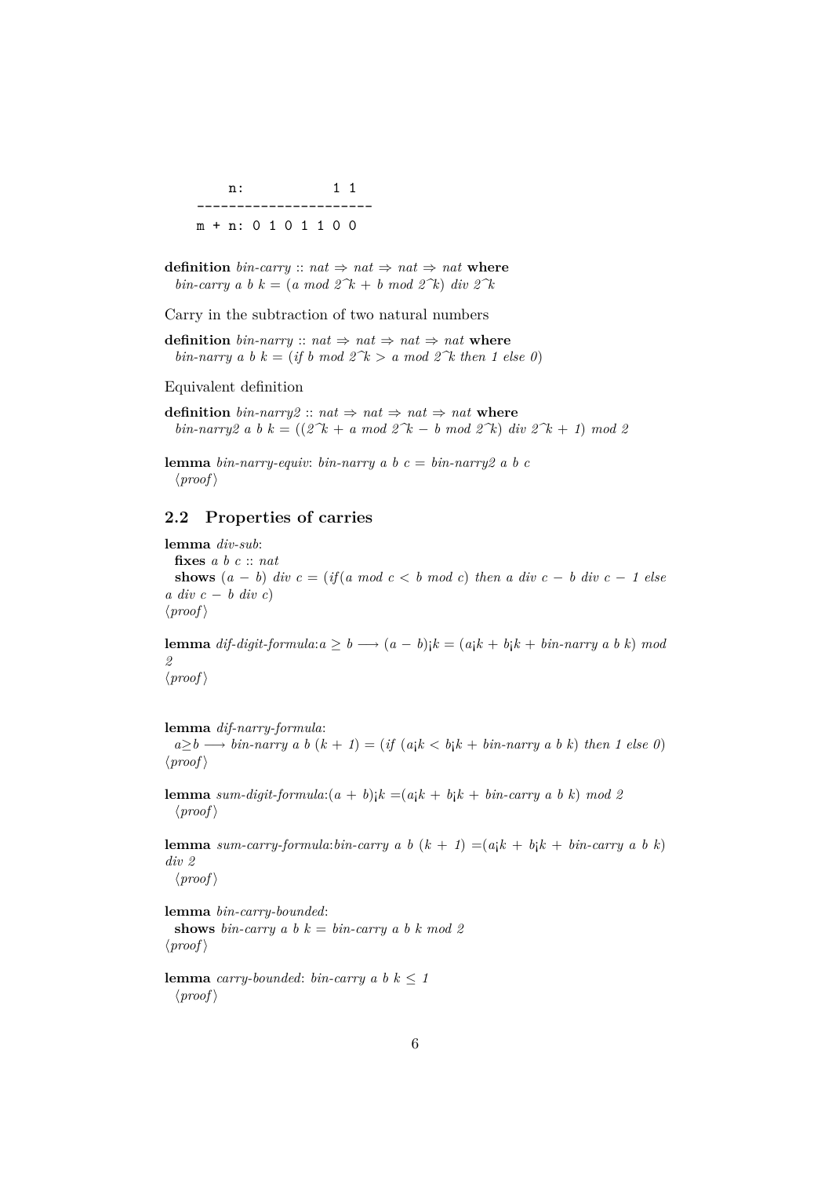```
     n:             1 1
    ----------------------
    m + n: 0 1 0 1 1 0 0
```

**definition** *bin-carry* :: *nat* ⇒ *nat* ⇒ *nat* ⇒ *nat* **where**
*bin-carry a b k* = (*a mod* 2^*k* + *b mod* 2^*k*) *div* 2^*k*

Carry in the subtraction of two natural numbers

**definition** *bin-narry* :: *nat* ⇒ *nat* ⇒ *nat* ⇒ *nat* **where**
*bin-narry a b k* = (*if b mod* 2^*k* > *a mod* 2^*k then* 1 *else* 0)

Equivalent definition

**definition** *bin-narry2* :: *nat* ⇒ *nat* ⇒ *nat* ⇒ *nat* **where**
*bin-narry2 a b k* = ((2^*k* + *a mod* 2^*k* − *b mod* 2^*k*) *div* 2^*k* + 1) *mod* 2

**lemma** *bin-narry-equiv*: *bin-narry a b c* = *bin-narry2 a b c*
⟨*proof*⟩

## 2.2 Properties of carries

**lemma** *div-sub*:
**fixes** *a b c* :: *nat*
**shows** (*a* − *b*) *div c* = (*if*(*a mod c* < *b mod c*) *then a div c* − *b div c* − 1 *else a div c* − *b div c*)
⟨*proof*⟩

**lemma** *dif-digit-formula*:*a* ≥ *b* ⟶ (*a* − *b*)¡*k* = (*a*¡*k* + *b*¡*k* + *bin-narry a b k*) *mod* 2
⟨*proof*⟩

**lemma** *dif-narry-formula*:
*a*≥*b* ⟶ *bin-narry a b* (*k* + 1) = (*if* (*a*¡*k* < *b*¡*k* + *bin-narry a b k*) *then* 1 *else* 0)
⟨*proof*⟩

**lemma** *sum-digit-formula*:(*a* + *b*)¡*k* =(*a*¡*k* + *b*¡*k* + *bin-carry a b k*) *mod* 2
⟨*proof*⟩

**lemma** *sum-carry-formula*:*bin-carry a b* (*k* + 1) =(*a*¡*k* + *b*¡*k* + *bin-carry a b k*) *div* 2
⟨*proof*⟩

**lemma** *bin-carry-bounded*:
**shows** *bin-carry a b k* = *bin-carry a b k mod* 2
⟨*proof*⟩

**lemma** *carry-bounded*: *bin-carry a b k* ≤ 1
⟨*proof*⟩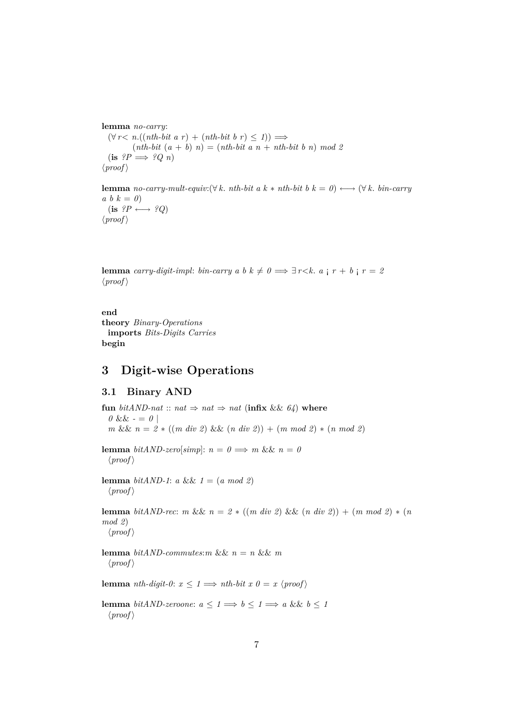**lemma** *no-carry*:
  $(\forall r< n.((\textit{nth-bit } a\ r) + (\textit{nth-bit } b\ r) \leq 1)) \Longrightarrow$
  $(\textit{nth-bit } (a + b)\ n) = (\textit{nth-bit } a\ n + \textit{nth-bit } b\ n)\ \textit{mod } 2$
  (**is** $?P \Longrightarrow ?Q\ n$)
⟨*proof*⟩

**lemma** *no-carry-mult-equiv*:$(\forall k.\ \textit{nth-bit } a\ k * \textit{nth-bit } b\ k = 0) \longleftrightarrow (\forall k.\ \textit{bin-carry } a\ b\ k = 0)$
  (**is** $?P \longleftrightarrow ?Q$)
⟨*proof*⟩

**lemma** *carry-digit-impl*: $\textit{bin-carry } a\ b\ k \neq 0 \Longrightarrow \exists r<k.\ a ¡ r + b ¡ r = 2$
⟨*proof*⟩

**end**
**theory** *Binary-Operations*
  **imports** *Bits-Digits Carries*
**begin**

# 3 Digit-wise Operations

## 3.1 Binary AND

**fun** *bitAND-nat* :: $nat \Rightarrow nat \Rightarrow nat$ (**infix** && *64*) **where**
  $0$ && $-$ $= 0$ |
  $m$ && $n = 2 * ((m\ div\ 2)$ && $(n\ div\ 2)) + (m\ mod\ 2) * (n\ mod\ 2)$

**lemma** *bitAND-zero*[*simp*]: $n = 0 \Longrightarrow m$ && $n = 0$
  ⟨*proof*⟩

**lemma** *bitAND-1*: $a$ && $1 = (a\ mod\ 2)$
  ⟨*proof*⟩

**lemma** *bitAND-rec*: $m$ && $n = 2 * ((m\ div\ 2)$ && $(n\ div\ 2)) + (m\ mod\ 2) * (n\ mod\ 2)$
  ⟨*proof*⟩

**lemma** *bitAND-commutes*:$m$ && $n = n$ && $m$
  ⟨*proof*⟩

**lemma** *nth-digit-0*: $x \leq 1 \Longrightarrow \textit{nth-bit } x\ 0 = x$ ⟨*proof*⟩

**lemma** *bitAND-zeroone*: $a \leq 1 \Longrightarrow b \leq 1 \Longrightarrow a$ && $b \leq 1$
  ⟨*proof*⟩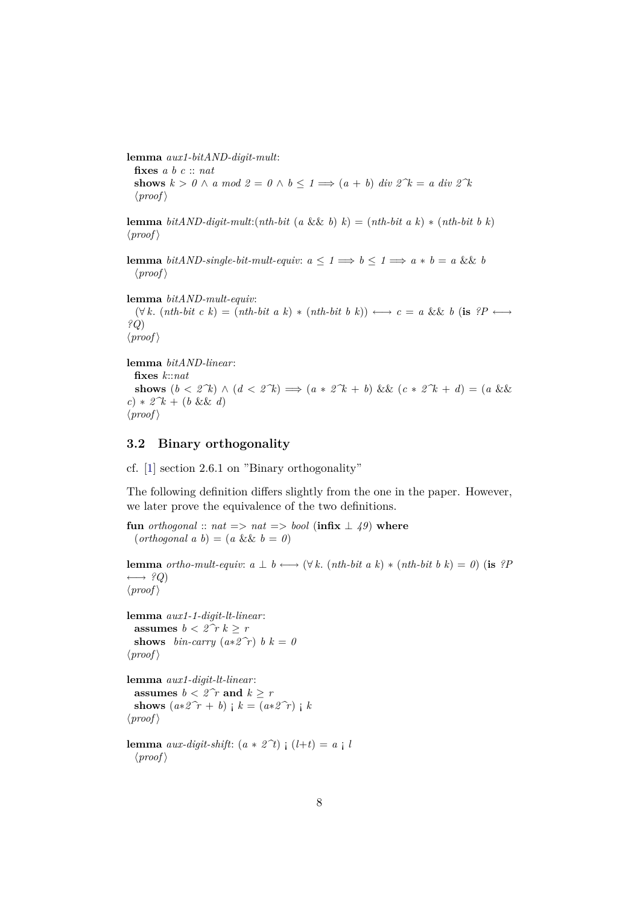**lemma** *aux1-bitAND-digit-mult*:
  **fixes** *a b c* :: *nat*
  **shows** $k > 0 \wedge a \bmod 2 = 0 \wedge b \leq 1 \Longrightarrow (a + b) \text{ div } 2\hat{\ }k = a \text{ div } 2\hat{\ }k$
  ⟨*proof*⟩

**lemma** *bitAND-digit-mult*:$(\textit{nth-bit } (a \mathbin{\&\&} b)\ k) = (\textit{nth-bit } a\ k) * (\textit{nth-bit } b\ k)$
⟨*proof*⟩

**lemma** *bitAND-single-bit-mult-equiv*: $a \leq 1 \Longrightarrow b \leq 1 \Longrightarrow a * b = a \mathbin{\&\&} b$
  ⟨*proof*⟩

**lemma** *bitAND-mult-equiv*:
  $(\forall k.\ (\textit{nth-bit } c\ k) = (\textit{nth-bit } a\ k) * (\textit{nth-bit } b\ k)) \longleftrightarrow c = a \mathbin{\&\&} b$ (**is** *?P* $\longleftrightarrow$ *?Q*)
⟨*proof*⟩

**lemma** *bitAND-linear*:
  **fixes** *k*::*nat*
  **shows** $(b < 2\hat{\ }k) \wedge (d < 2\hat{\ }k) \Longrightarrow (a * 2\hat{\ }k + b) \mathbin{\&\&} (c * 2\hat{\ }k + d) = (a \mathbin{\&\&} c) * 2\hat{\ }k + (b \mathbin{\&\&} d)$
⟨*proof*⟩

### 3.2 Binary orthogonality

cf. [1] section 2.6.1 on "Binary orthogonality"

The following definition differs slightly from the one in the paper. However, we later prove the equivalence of the two definitions.

**fun** *orthogonal* :: *nat* => *nat* => *bool* (**infix** ⊥ *49*) **where**
  $(\textit{orthogonal } a\ b) = (a \mathbin{\&\&} b = 0)$

**lemma** *ortho-mult-equiv*: $a \perp b \longleftrightarrow (\forall k.\ (\textit{nth-bit } a\ k) * (\textit{nth-bit } b\ k) = 0)$ (**is** *?P* $\longleftrightarrow$ *?Q*)
⟨*proof*⟩

**lemma** *aux1-1-digit-lt-linear*:
  **assumes** $b < 2\hat{\ }r\ k \geq r$
  **shows** $\textit{bin-carry } (a*2\hat{\ }r)\ b\ k = 0$
⟨*proof*⟩

**lemma** *aux1-digit-lt-linear*:
  **assumes** $b < 2\hat{\ }r$ **and** $k \geq r$
  **shows** $(a*2\hat{\ }r + b) ¡ k = (a*2\hat{\ }r) ¡ k$
⟨*proof*⟩

**lemma** *aux-digit-shift*: $(a * 2\hat{\ }t) ¡ (l+t) = a ¡ l$
  ⟨*proof*⟩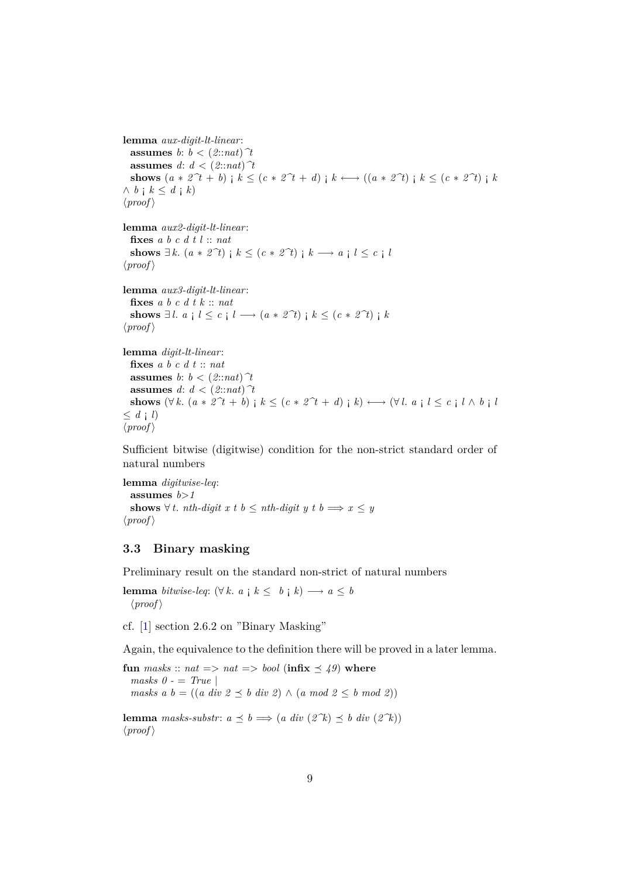**lemma** *aux-digit-lt-linear*:
  **assumes** *b*: $b < (2::nat)\hat{~}t$
  **assumes** *d*: $d < (2::nat)\hat{~}t$
  **shows** $(a * 2\hat{~}t + b)$ ¡ $k \leq (c * 2\hat{~}t + d)$ ¡ $k \longleftrightarrow ((a * 2\hat{~}t)$ ¡ $k \leq (c * 2\hat{~}t)$ ¡ $k$
$\wedge$ $b$ ¡ $k \leq d$ ¡ $k)$
⟨*proof*⟩

**lemma** *aux2-digit-lt-linear*:
  **fixes** *a b c d t l* :: *nat*
  **shows** $\exists k.$ $(a * 2\hat{~}t)$ ¡ $k \leq (c * 2\hat{~}t)$ ¡ $k \longrightarrow a$ ¡ $l \leq c$ ¡ $l$
⟨*proof*⟩

**lemma** *aux3-digit-lt-linear*:
  **fixes** *a b c d t k* :: *nat*
  **shows** $\exists l.$ $a$ ¡ $l \leq c$ ¡ $l \longrightarrow (a * 2\hat{~}t)$ ¡ $k \leq (c * 2\hat{~}t)$ ¡ $k$
⟨*proof*⟩

**lemma** *digit-lt-linear*:
  **fixes** *a b c d t* :: *nat*
  **assumes** *b*: $b < (2::nat)\hat{~}t$
  **assumes** *d*: $d < (2::nat)\hat{~}t$
  **shows** $(\forall k.$ $(a * 2\hat{~}t + b)$ ¡ $k \leq (c * 2\hat{~}t + d)$ ¡ $k) \longleftrightarrow (\forall l.$ $a$ ¡ $l \leq c$ ¡ $l \wedge b$ ¡ $l$
$\leq d$ ¡ $l)$
⟨*proof*⟩

Sufficient bitwise (digitwise) condition for the non-strict standard order of natural numbers

**lemma** *digitwise-leq*:
  **assumes** $b>1$
  **shows** $\forall t.$ *nth-digit* $x$ $t$ $b \leq$ *nth-digit* $y$ $t$ $b \Longrightarrow x \leq y$
⟨*proof*⟩

### 3.3 Binary masking

Preliminary result on the standard non-strict of natural numbers

**lemma** *bitwise-leq*: $(\forall k.$ $a$ ¡ $k \leq$ $b$ ¡ $k) \longrightarrow a \leq b$
  ⟨*proof*⟩

cf. [1] section 2.6.2 on "Binary Masking"

Again, the equivalence to the definition there will be proved in a later lemma.

**fun** *masks* :: *nat* => *nat* => *bool* (**infix** $\preceq$ *49*) **where**
  *masks 0 - = True* |
  *masks a b* = $((a$ *div* $2 \preceq b$ *div* $2) \wedge (a$ *mod* $2 \leq b$ *mod* $2))$

**lemma** *masks-substr*: $a \preceq b \Longrightarrow (a$ *div* $(2\hat{~}k) \preceq b$ *div* $(2\hat{~}k))$
⟨*proof*⟩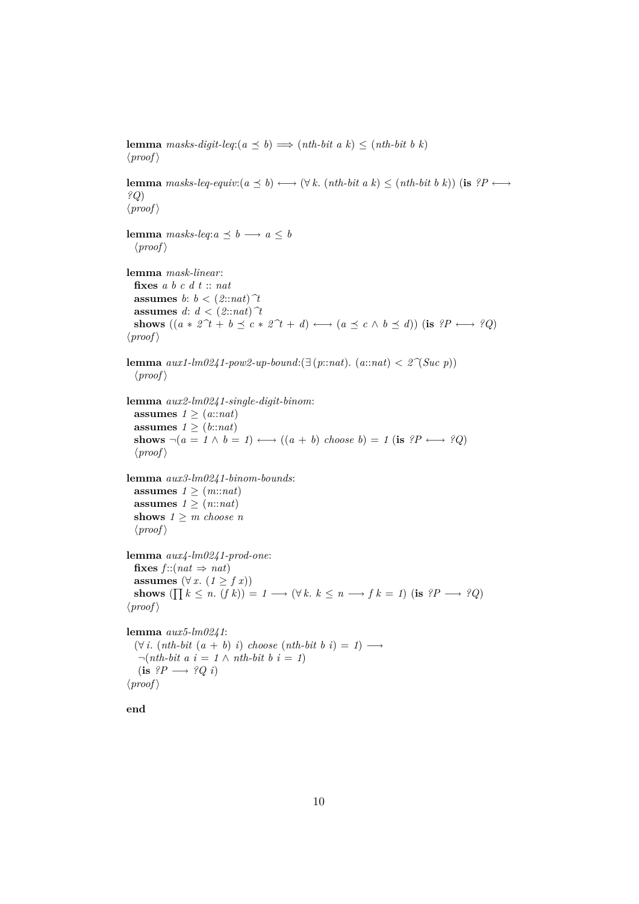**lemma** *masks-digit-leq*:$(a \preceq b) \Longrightarrow (nth\text{-}bit\ a\ k) \leq (nth\text{-}bit\ b\ k)$
⟨*proof*⟩

**lemma** *masks-leq-equiv*:$(a \preceq b) \longleftrightarrow (\forall k.\ (nth\text{-}bit\ a\ k) \leq (nth\text{-}bit\ b\ k))$ (**is** $?P \longleftrightarrow ?Q$)
⟨*proof*⟩

**lemma** *masks-leq*:$a \preceq b \longrightarrow a \leq b$
⟨*proof*⟩

**lemma** *mask-linear*:
**fixes** $a\ b\ c\ d\ t :: nat$
**assumes** $b$: $b < (2::nat)\hat{}t$
**assumes** $d$: $d < (2::nat)\hat{}t$
**shows** $((a * 2\hat{}t + b \preceq c * 2\hat{}t + d) \longleftrightarrow (a \preceq c \wedge b \preceq d))$ (**is** $?P \longleftrightarrow ?Q$)
⟨*proof*⟩

**lemma** *aux1-lm0241-pow2-up-bound*:$(\exists (p::nat).\ (a::nat) < 2\hat{}(Suc\ p))$
⟨*proof*⟩

**lemma** *aux2-lm0241-single-digit-binom*:
**assumes** $1 \geq (a::nat)$
**assumes** $1 \geq (b::nat)$
**shows** $\neg(a = 1 \wedge b = 1) \longleftrightarrow ((a + b)\ choose\ b) = 1$ (**is** $?P \longleftrightarrow ?Q$)
⟨*proof*⟩

**lemma** *aux3-lm0241-binom-bounds*:
**assumes** $1 \geq (m::nat)$
**assumes** $1 \geq (n::nat)$
**shows** $1 \geq m\ choose\ n$
⟨*proof*⟩

**lemma** *aux4-lm0241-prod-one*:
**fixes** $f::(nat \Rightarrow nat)$
**assumes** $(\forall x.\ (1 \geq f\ x))$
**shows** $(\prod k \leq n.\ (f\ k)) = 1 \longrightarrow (\forall k.\ k \leq n \longrightarrow f\ k = 1)$ (**is** $?P \longrightarrow ?Q$)
⟨*proof*⟩

**lemma** *aux5-lm0241*:
$(\forall i.\ (nth\text{-}bit\ (a + b)\ i)\ choose\ (nth\text{-}bit\ b\ i) = 1) \longrightarrow$
$\neg(nth\text{-}bit\ a\ i = 1 \wedge nth\text{-}bit\ b\ i = 1)$
(**is** $?P \longrightarrow ?Q\ i$)
⟨*proof*⟩

**end**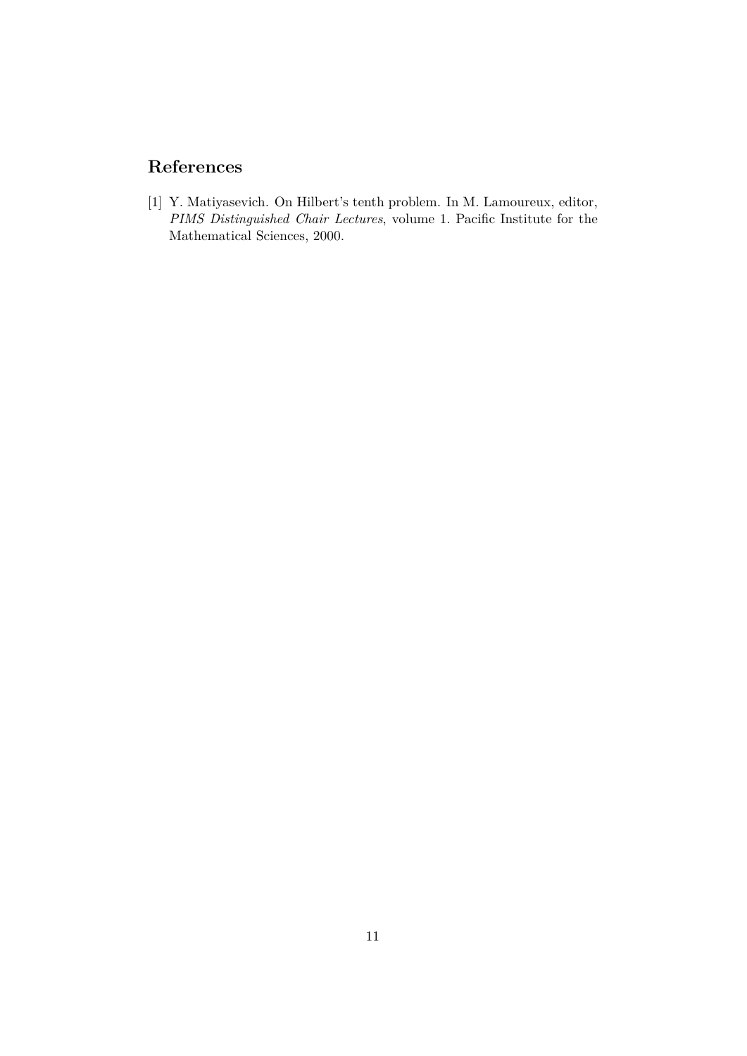## References

[1] Y. Matiyasevich. On Hilbert's tenth problem. In M. Lamoureux, editor, *PIMS Distinguished Chair Lectures*, volume 1. Pacific Institute for the Mathematical Sciences, 2000.